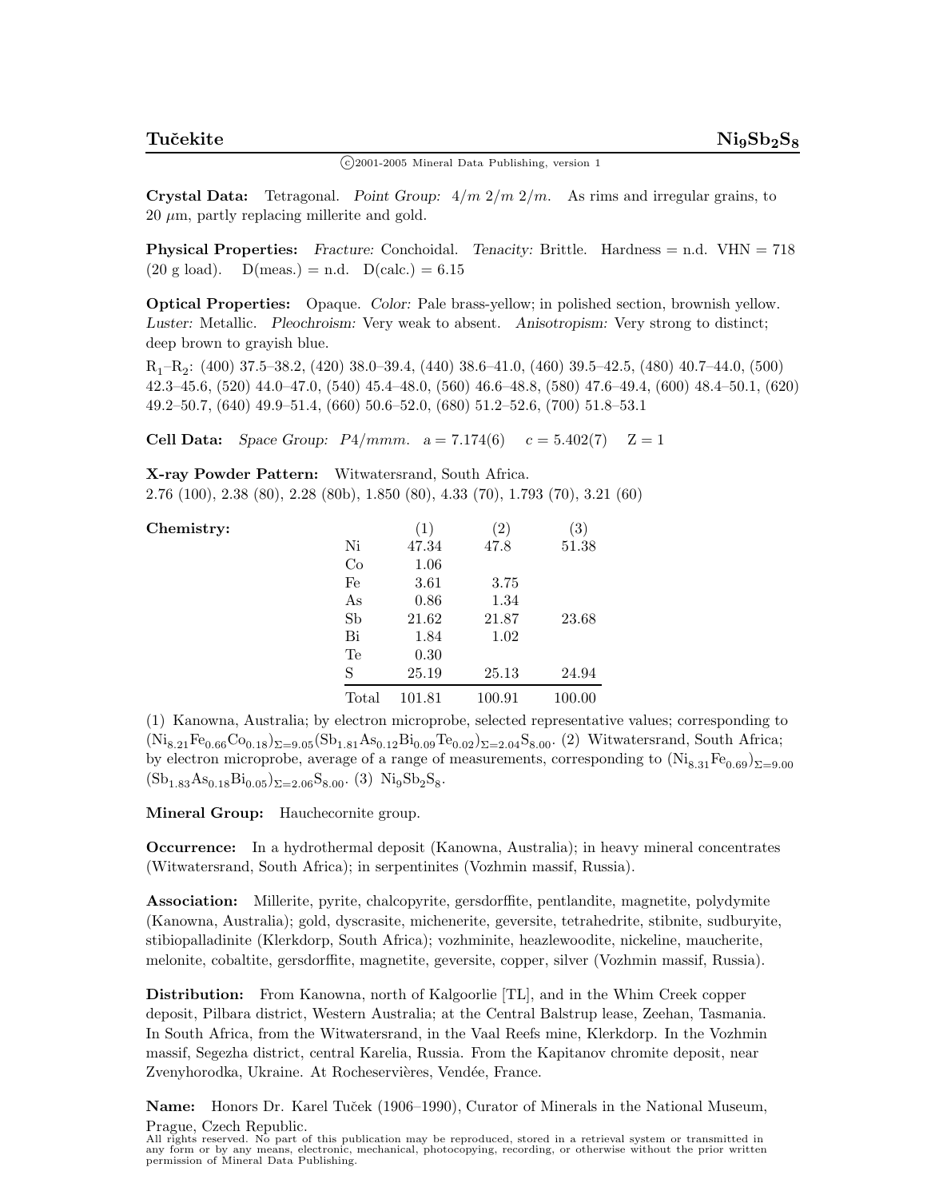# Tučekite $Ni_9Sb_2S_8$

©2001-2005 Mineral Data Publishing, version 1

**Crystal Data:** Tetragonal. *Point Group:* $4/m\ 2/m\ 2/m$. As rims and irregular grains, to 20 $\mu$m, partly replacing millerite and gold.

**Physical Properties:** *Fracture:* Conchoidal. *Tenacity:* Brittle. Hardness = n.d. VHN = 718 (20 g load). D(meas.) = n.d. D(calc.) = 6.15

**Optical Properties:** Opaque. *Color:* Pale brass-yellow; in polished section, brownish yellow. *Luster:* Metallic. *Pleochroism:* Very weak to absent. *Anisotropism:* Very strong to distinct; deep brown to grayish blue.

$R_1$–$R_2$: (400) 37.5–38.2, (420) 38.0–39.4, (440) 38.6–41.0, (460) 39.5–42.5, (480) 40.7–44.0, (500) 42.3–45.6, (520) 44.0–47.0, (540) 45.4–48.0, (560) 46.6–48.8, (580) 47.6–49.4, (600) 48.4–50.1, (620) 49.2–50.7, (640) 49.9–51.4, (660) 50.6–52.0, (680) 51.2–52.6, (700) 51.8–53.1

**Cell Data:** *Space Group:* $P4/mmm$. a = 7.174(6) c = 5.402(7) Z = 1

**X-ray Powder Pattern:** Witwatersrand, South Africa.
2.76 (100), 2.38 (80), 2.28 (80b), 1.850 (80), 4.33 (70), 1.793 (70), 3.21 (60)

**Chemistry:**

| | (1) | (2) | (3) |
|---|---|---|---|
| Ni | 47.34 | 47.8 | 51.38 |
| Co | 1.06 | | |
| Fe | 3.61 | 3.75 | |
| As | 0.86 | 1.34 | |
| Sb | 21.62 | 21.87 | 23.68 |
| Bi | 1.84 | 1.02 | |
| Te | 0.30 | | |
| S | 25.19 | 25.13 | 24.94 |
| Total | 101.81 | 100.91 | 100.00 |

(1) Kanowna, Australia; by electron microprobe, selected representative values; corresponding to $(Ni_{8.21}Fe_{0.66}Co_{0.18})_{\Sigma=9.05}(Sb_{1.81}As_{0.12}Bi_{0.09}Te_{0.02})_{\Sigma=2.04}S_{8.00}$. (2) Witwatersrand, South Africa; by electron microprobe, average of a range of measurements, corresponding to $(Ni_{8.31}Fe_{0.69})_{\Sigma=9.00}(Sb_{1.83}As_{0.18}Bi_{0.05})_{\Sigma=2.06}S_{8.00}$. (3) $Ni_9Sb_2S_8$.

**Mineral Group:** Hauchecornite group.

**Occurrence:** In a hydrothermal deposit (Kanowna, Australia); in heavy mineral concentrates (Witwatersrand, South Africa); in serpentinites (Vozhmin massif, Russia).

**Association:** Millerite, pyrite, chalcopyrite, gersdorffite, pentlandite, magnetite, polydymite (Kanowna, Australia); gold, dyscrasite, michenerite, geversite, tetrahedrite, stibnite, sudburyite, stibiopalladinite (Klerkdorp, South Africa); vozhminite, heazlewoodite, nickeline, maucherite, melonite, cobaltite, gersdorffite, magnetite, geversite, copper, silver (Vozhmin massif, Russia).

**Distribution:** From Kanowna, north of Kalgoorlie [TL], and in the Whim Creek copper deposit, Pilbara district, Western Australia; at the Central Balstrup lease, Zeehan, Tasmania. In South Africa, from the Witwatersrand, in the Vaal Reefs mine, Klerkdorp. In the Vozhmin massif, Segezha district, central Karelia, Russia. From the Kapitanov chromite deposit, near Zvenyhorodka, Ukraine. At Rocheservières, Vendée, France.

**Name:** Honors Dr. Karel Tuček (1906–1990), Curator of Minerals in the National Museum, Prague, Czech Republic.

All rights reserved. No part of this publication may be reproduced, stored in a retrieval system or transmitted in any form or by any means, electronic, mechanical, photocopying, recording, or otherwise without the prior written permission of Mineral Data Publishing.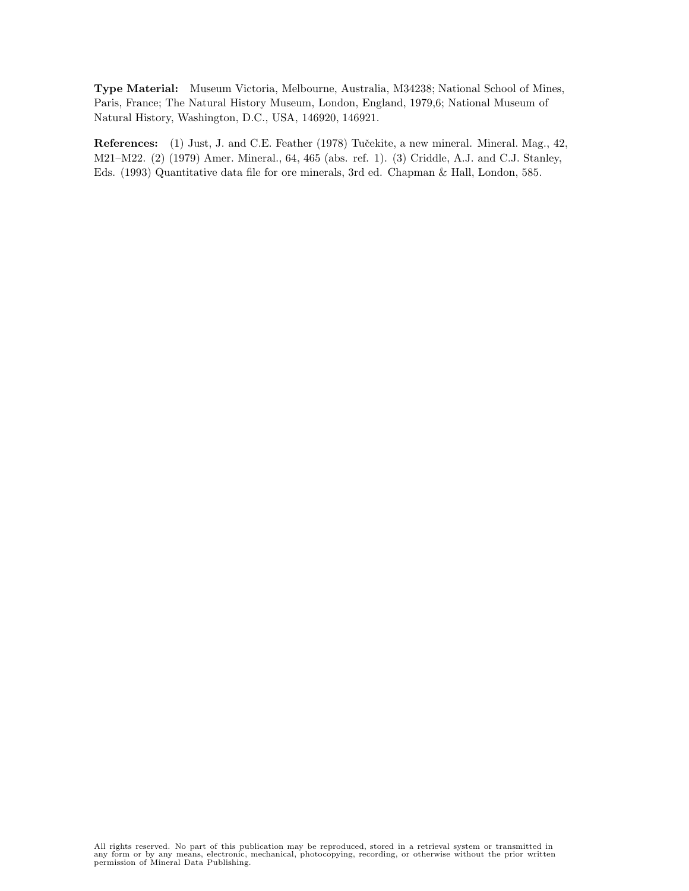**Type Material:** Museum Victoria, Melbourne, Australia, M34238; National School of Mines, Paris, France; The Natural History Museum, London, England, 1979,6; National Museum of Natural History, Washington, D.C., USA, 146920, 146921.

**References:** (1) Just, J. and C.E. Feather (1978) Tučekite, a new mineral. Mineral. Mag., 42, M21–M22. (2) (1979) Amer. Mineral., 64, 465 (abs. ref. 1). (3) Criddle, A.J. and C.J. Stanley, Eds. (1993) Quantitative data file for ore minerals, 3rd ed. Chapman & Hall, London, 585.

All rights reserved. No part of this publication may be reproduced, stored in a retrieval system or transmitted in any form or by any means, electronic, mechanical, photocopying, recording, or otherwise without the prior written permission of Mineral Data Publishing.